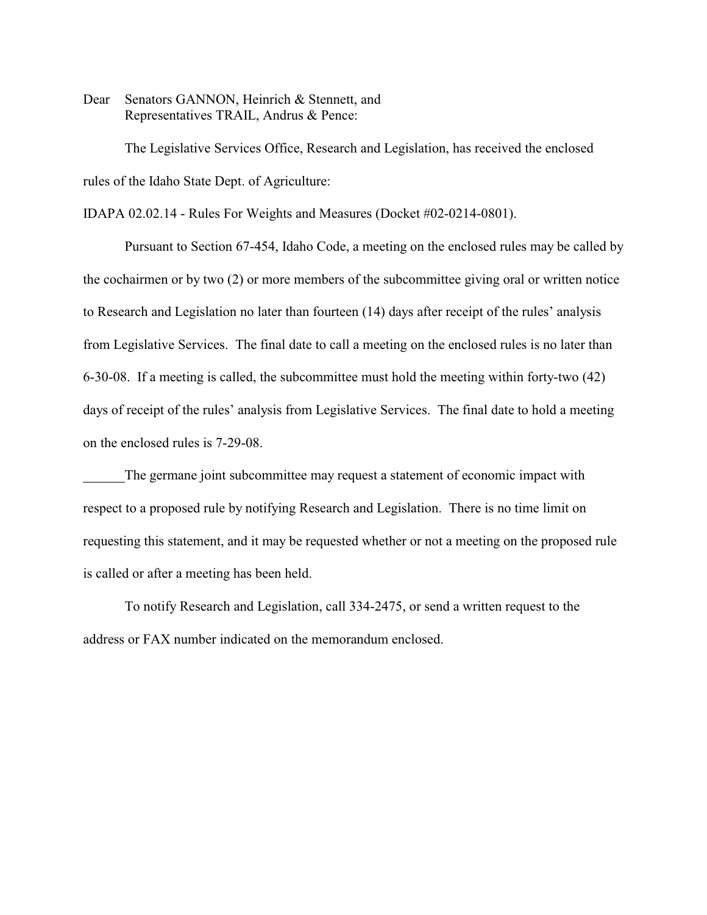Dear Senators GANNON, Heinrich & Stennett, and
Representatives TRAIL, Andrus & Pence:

The Legislative Services Office, Research and Legislation, has received the enclosed rules of the Idaho State Dept. of Agriculture:

IDAPA 02.02.14 - Rules For Weights and Measures (Docket #02-0214-0801).

Pursuant to Section 67-454, Idaho Code, a meeting on the enclosed rules may be called by the cochairmen or by two (2) or more members of the subcommittee giving oral or written notice to Research and Legislation no later than fourteen (14) days after receipt of the rules' analysis from Legislative Services. The final date to call a meeting on the enclosed rules is no later than 6-30-08. If a meeting is called, the subcommittee must hold the meeting within forty-two (42) days of receipt of the rules' analysis from Legislative Services. The final date to hold a meeting on the enclosed rules is 7-29-08.

______The germane joint subcommittee may request a statement of economic impact with respect to a proposed rule by notifying Research and Legislation. There is no time limit on requesting this statement, and it may be requested whether or not a meeting on the proposed rule is called or after a meeting has been held.

To notify Research and Legislation, call 334-2475, or send a written request to the address or FAX number indicated on the memorandum enclosed.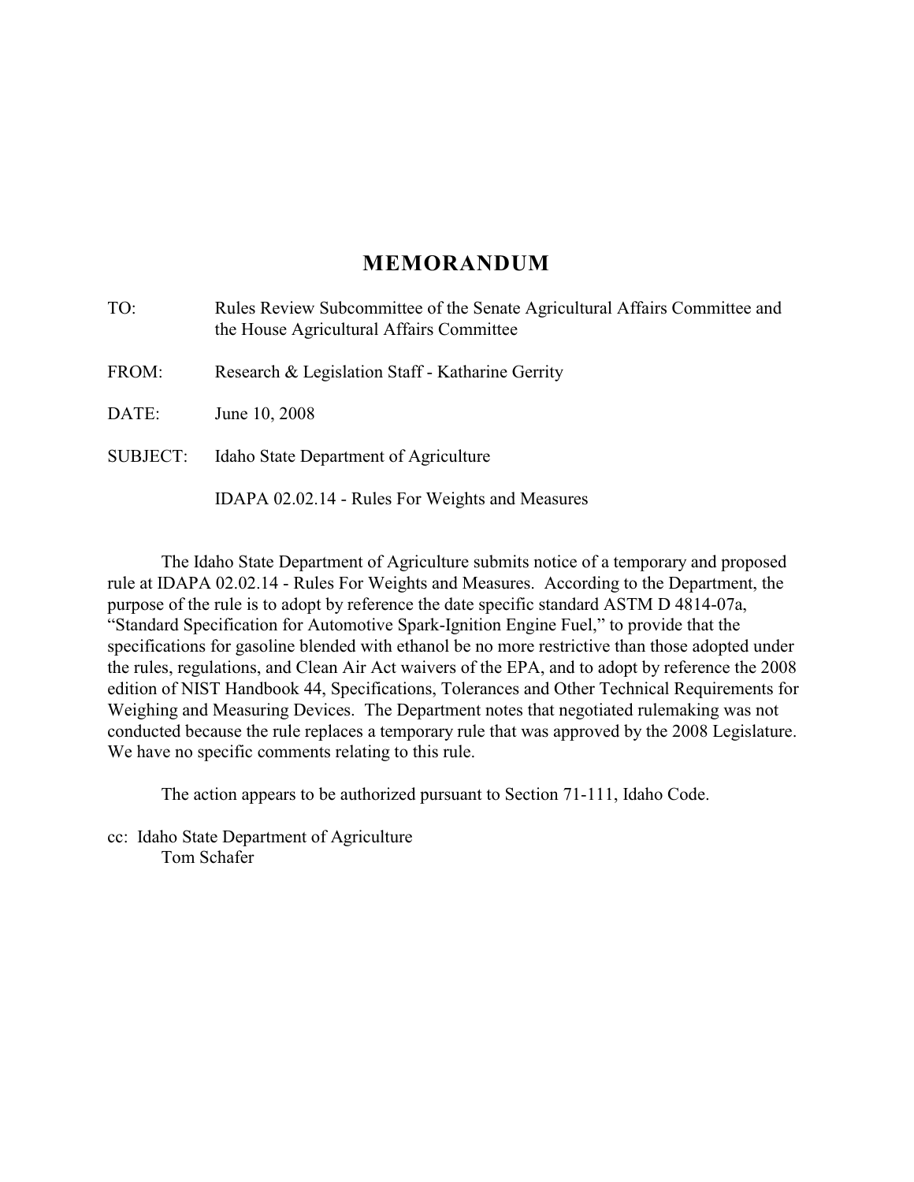# MEMORANDUM

TO: Rules Review Subcommittee of the Senate Agricultural Affairs Committee and the House Agricultural Affairs Committee

FROM: Research & Legislation Staff - Katharine Gerrity

DATE: June 10, 2008

SUBJECT: Idaho State Department of Agriculture

IDAPA 02.02.14 - Rules For Weights and Measures

The Idaho State Department of Agriculture submits notice of a temporary and proposed rule at IDAPA 02.02.14 - Rules For Weights and Measures. According to the Department, the purpose of the rule is to adopt by reference the date specific standard ASTM D 4814-07a, "Standard Specification for Automotive Spark-Ignition Engine Fuel," to provide that the specifications for gasoline blended with ethanol be no more restrictive than those adopted under the rules, regulations, and Clean Air Act waivers of the EPA, and to adopt by reference the 2008 edition of NIST Handbook 44, Specifications, Tolerances and Other Technical Requirements for Weighing and Measuring Devices. The Department notes that negotiated rulemaking was not conducted because the rule replaces a temporary rule that was approved by the 2008 Legislature. We have no specific comments relating to this rule.

The action appears to be authorized pursuant to Section 71-111, Idaho Code.

cc: Idaho State Department of Agriculture
Tom Schafer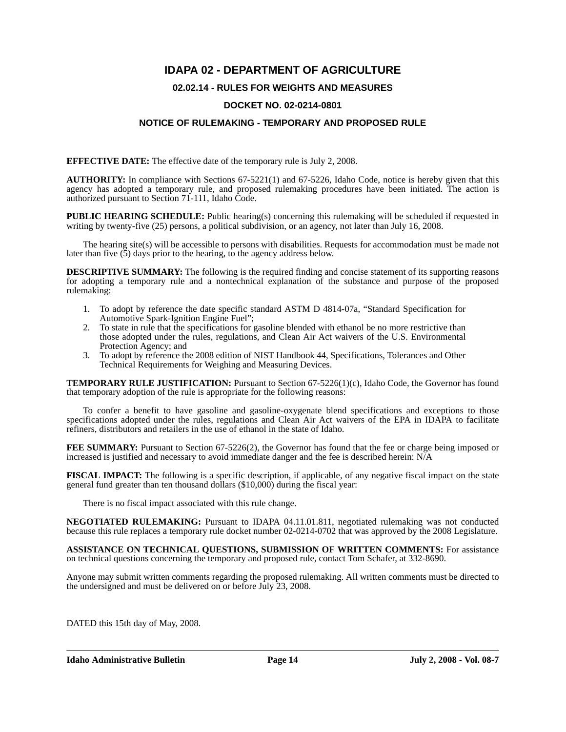# IDAPA 02 - DEPARTMENT OF AGRICULTURE

## 02.02.14 - RULES FOR WEIGHTS AND MEASURES

## DOCKET NO. 02-0214-0801

## NOTICE OF RULEMAKING - TEMPORARY AND PROPOSED RULE

**EFFECTIVE DATE:** The effective date of the temporary rule is July 2, 2008.

**AUTHORITY:** In compliance with Sections 67-5221(1) and 67-5226, Idaho Code, notice is hereby given that this agency has adopted a temporary rule, and proposed rulemaking procedures have been initiated. The action is authorized pursuant to Section 71-111, Idaho Code.

**PUBLIC HEARING SCHEDULE:** Public hearing(s) concerning this rulemaking will be scheduled if requested in writing by twenty-five (25) persons, a political subdivision, or an agency, not later than July 16, 2008.

The hearing site(s) will be accessible to persons with disabilities. Requests for accommodation must be made not later than five (5) days prior to the hearing, to the agency address below.

**DESCRIPTIVE SUMMARY:** The following is the required finding and concise statement of its supporting reasons for adopting a temporary rule and a nontechnical explanation of the substance and purpose of the proposed rulemaking:

1. To adopt by reference the date specific standard ASTM D 4814-07a, "Standard Specification for Automotive Spark-Ignition Engine Fuel";
2. To state in rule that the specifications for gasoline blended with ethanol be no more restrictive than those adopted under the rules, regulations, and Clean Air Act waivers of the U.S. Environmental Protection Agency; and
3. To adopt by reference the 2008 edition of NIST Handbook 44, Specifications, Tolerances and Other Technical Requirements for Weighing and Measuring Devices.

**TEMPORARY RULE JUSTIFICATION:** Pursuant to Section 67-5226(1)(c), Idaho Code, the Governor has found that temporary adoption of the rule is appropriate for the following reasons:

To confer a benefit to have gasoline and gasoline-oxygenate blend specifications and exceptions to those specifications adopted under the rules, regulations and Clean Air Act waivers of the EPA in IDAPA to facilitate refiners, distributors and retailers in the use of ethanol in the state of Idaho.

**FEE SUMMARY:** Pursuant to Section 67-5226(2), the Governor has found that the fee or charge being imposed or increased is justified and necessary to avoid immediate danger and the fee is described herein: N/A

**FISCAL IMPACT:** The following is a specific description, if applicable, of any negative fiscal impact on the state general fund greater than ten thousand dollars ($10,000) during the fiscal year:

There is no fiscal impact associated with this rule change.

**NEGOTIATED RULEMAKING:** Pursuant to IDAPA 04.11.01.811, negotiated rulemaking was not conducted because this rule replaces a temporary rule docket number 02-0214-0702 that was approved by the 2008 Legislature.

**ASSISTANCE ON TECHNICAL QUESTIONS, SUBMISSION OF WRITTEN COMMENTS:** For assistance on technical questions concerning the temporary and proposed rule, contact Tom Schafer, at 332-8690.

Anyone may submit written comments regarding the proposed rulemaking. All written comments must be directed to the undersigned and must be delivered on or before July 23, 2008.

DATED this 15th day of May, 2008.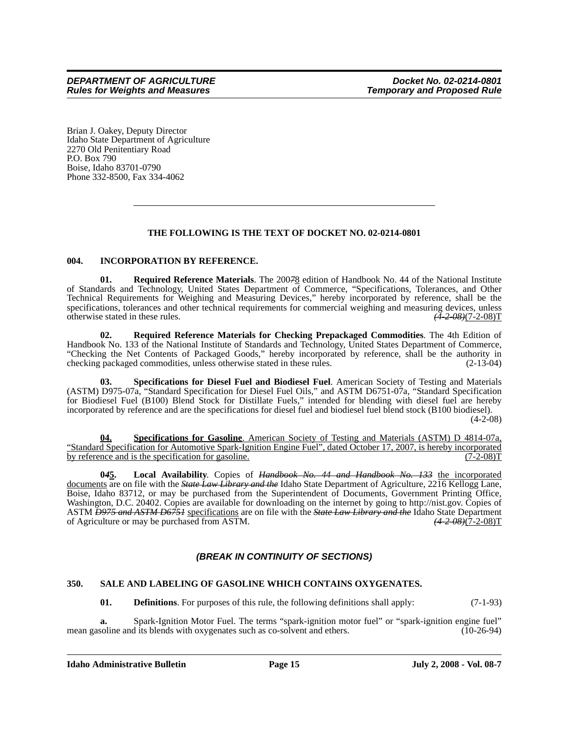Brian J. Oakey, Deputy Director
Idaho State Department of Agriculture
2270 Old Penitentiary Road
P.O. Box 790
Boise, Idaho 83701-0790
Phone 332-8500, Fax 334-4062

---

**THE FOLLOWING IS THE TEXT OF DOCKET NO. 02-0214-0801**

**004. INCORPORATION BY REFERENCE.**

**01. Required Reference Materials**. The 200~~7~~8 edition of Handbook No. 44 of the National Institute of Standards and Technology, United States Department of Commerce, "Specifications, Tolerances, and Other Technical Requirements for Weighing and Measuring Devices," hereby incorporated by reference, shall be the specifications, tolerances and other technical requirements for commercial weighing and measuring devices, unless otherwise stated in these rules. *~~(4-2-08)~~*(7-2-08)T

**02. Required Reference Materials for Checking Prepackaged Commodities**. The 4th Edition of Handbook No. 133 of the National Institute of Standards and Technology, United States Department of Commerce, "Checking the Net Contents of Packaged Goods," hereby incorporated by reference, shall be the authority in checking packaged commodities, unless otherwise stated in these rules. (2-13-04)

**03. Specifications for Diesel Fuel and Biodiesel Fuel**. American Society of Testing and Materials (ASTM) D975-07a, "Standard Specification for Diesel Fuel Oils," and ASTM D6751-07a, "Standard Specification for Biodiesel Fuel (B100) Blend Stock for Distillate Fuels," intended for blending with diesel fuel are hereby incorporated by reference and are the specifications for diesel fuel and biodiesel fuel blend stock (B100 biodiesel). (4-2-08)

<u>**04. Specifications for Gasoline**. American Society of Testing and Materials (ASTM) D 4814-07a, "Standard Specification for Automotive Spark-Ignition Engine Fuel", dated October 17, 2007, is hereby incorporated by reference and is the specification for gasoline.</u> (7-2-08)T

**0~~4~~<u>5</u>. Local Availability**. Copies of *~~Handbook No. 44 and Handbook No. 133~~* <u>the incorporated documents</u> are on file with the *~~State Law Library and the~~* Idaho State Department of Agriculture, 2216 Kellogg Lane, Boise, Idaho 83712, or may be purchased from the Superintendent of Documents, Government Printing Office, Washington, D.C. 20402. Copies are available for downloading on the internet by going to http://nist.gov. Copies of ASTM *~~D975 and ASTM D6751~~* <u>specifications</u> are on file with the *~~State Law Library and the~~* Idaho State Department of Agriculture or may be purchased from ASTM. *~~(4-2-08)~~*(7-2-08)T

***(BREAK IN CONTINUITY OF SECTIONS)***

**350. SALE AND LABELING OF GASOLINE WHICH CONTAINS OXYGENATES.**

**01. Definitions**. For purposes of this rule, the following definitions shall apply: (7-1-93)

**a.** Spark-Ignition Motor Fuel. The terms "spark-ignition motor fuel" or "spark-ignition engine fuel" mean gasoline and its blends with oxygenates such as co-solvent and ethers. (10-26-94)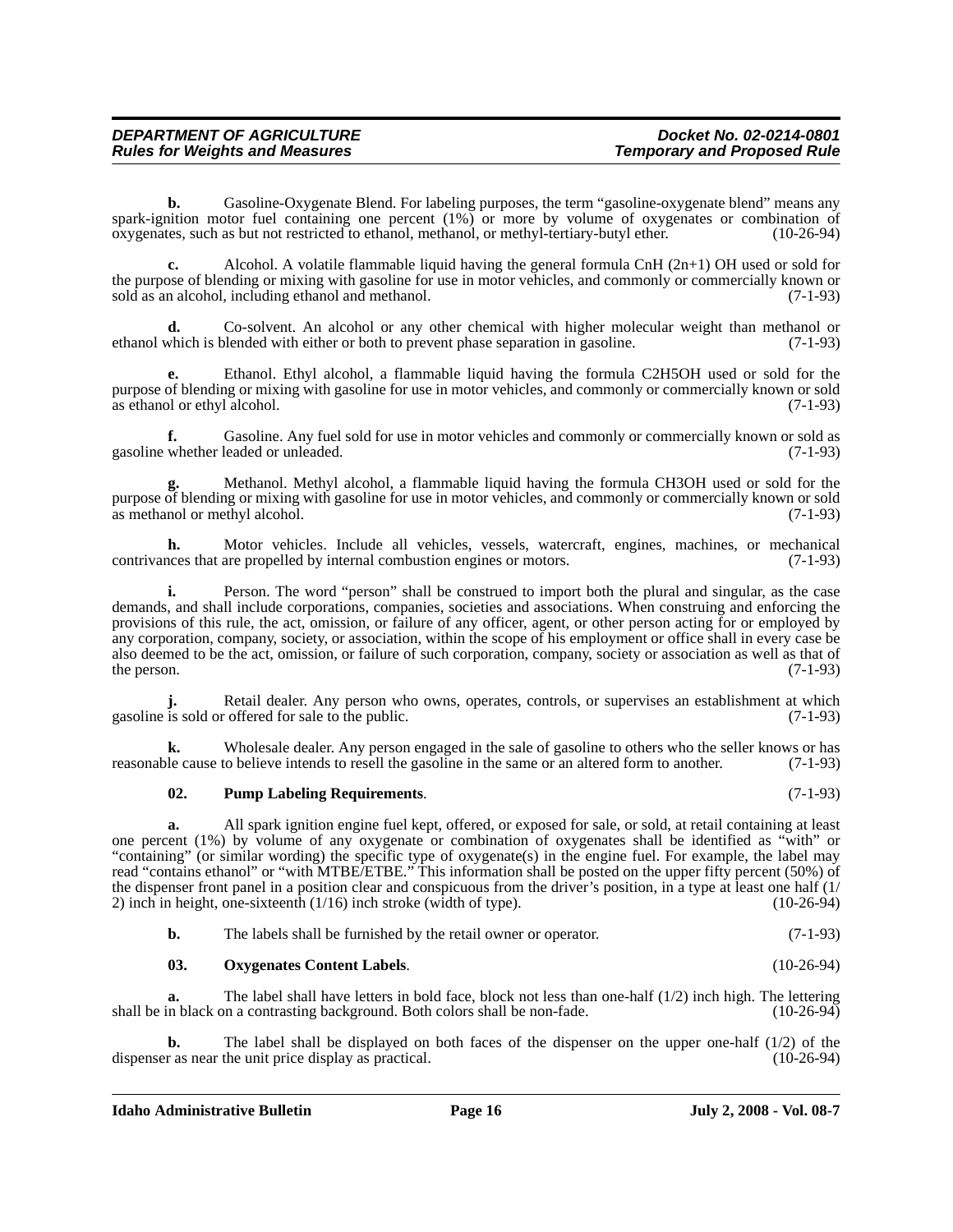**b.** Gasoline-Oxygenate Blend. For labeling purposes, the term "gasoline-oxygenate blend" means any spark-ignition motor fuel containing one percent (1%) or more by volume of oxygenates or combination of oxygenates, such as but not restricted to ethanol, methanol, or methyl-tertiary-butyl ether. (10-26-94)

**c.** Alcohol. A volatile flammable liquid having the general formula CnH (2n+1) OH used or sold for the purpose of blending or mixing with gasoline for use in motor vehicles, and commonly or commercially known or sold as an alcohol, including ethanol and methanol. (7-1-93)

**d.** Co-solvent. An alcohol or any other chemical with higher molecular weight than methanol or ethanol which is blended with either or both to prevent phase separation in gasoline. (7-1-93)

**e.** Ethanol. Ethyl alcohol, a flammable liquid having the formula C2H5OH used or sold for the purpose of blending or mixing with gasoline for use in motor vehicles, and commonly or commercially known or sold as ethanol or ethyl alcohol. (7-1-93)

**f.** Gasoline. Any fuel sold for use in motor vehicles and commonly or commercially known or sold as gasoline whether leaded or unleaded. (7-1-93)

**g.** Methanol. Methyl alcohol, a flammable liquid having the formula CH3OH used or sold for the purpose of blending or mixing with gasoline for use in motor vehicles, and commonly or commercially known or sold as methanol or methyl alcohol. (7-1-93)

**h.** Motor vehicles. Include all vehicles, vessels, watercraft, engines, machines, or mechanical contrivances that are propelled by internal combustion engines or motors. (7-1-93)

**i.** Person. The word "person" shall be construed to import both the plural and singular, as the case demands, and shall include corporations, companies, societies and associations. When construing and enforcing the provisions of this rule, the act, omission, or failure of any officer, agent, or other person acting for or employed by any corporation, company, society, or association, within the scope of his employment or office shall in every case be also deemed to be the act, omission, or failure of such corporation, company, society or association as well as that of the person. (7-1-93)

**j.** Retail dealer. Any person who owns, operates, controls, or supervises an establishment at which gasoline is sold or offered for sale to the public. (7-1-93)

**k.** Wholesale dealer. Any person engaged in the sale of gasoline to others who the seller knows or has reasonable cause to believe intends to resell the gasoline in the same or an altered form to another. (7-1-93)

**02. Pump Labeling Requirements**. (7-1-93)

**a.** All spark ignition engine fuel kept, offered, or exposed for sale, or sold, at retail containing at least one percent (1%) by volume of any oxygenate or combination of oxygenates shall be identified as "with" or "containing" (or similar wording) the specific type of oxygenate(s) in the engine fuel. For example, the label may read "contains ethanol" or "with MTBE/ETBE." This information shall be posted on the upper fifty percent (50%) of the dispenser front panel in a position clear and conspicuous from the driver's position, in a type at least one half (1/2) inch in height, one-sixteenth (1/16) inch stroke (width of type). (10-26-94)

**b.** The labels shall be furnished by the retail owner or operator. (7-1-93)

**03. Oxygenates Content Labels**. (10-26-94)

**a.** The label shall have letters in bold face, block not less than one-half (1/2) inch high. The lettering shall be in black on a contrasting background. Both colors shall be non-fade. (10-26-94)

**b.** The label shall be displayed on both faces of the dispenser on the upper one-half (1/2) of the dispenser as near the unit price display as practical. (10-26-94)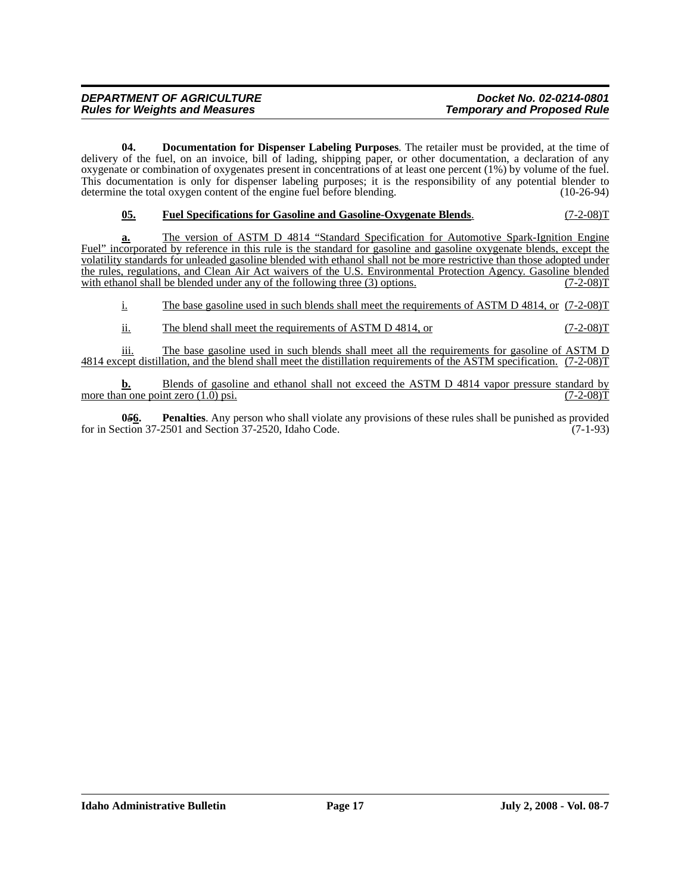**04. Documentation for Dispenser Labeling Purposes**. The retailer must be provided, at the time of delivery of the fuel, on an invoice, bill of lading, shipping paper, or other documentation, a declaration of any oxygenate or combination of oxygenates present in concentrations of at least one percent (1%) by volume of the fuel. This documentation is only for dispenser labeling purposes; it is the responsibility of any potential blender to determine the total oxygen content of the engine fuel before blending. (10-26-94)

**05. Fuel Specifications for Gasoline and Gasoline-Oxygenate Blends**. (7-2-08)T

**a.** The version of ASTM D 4814 "Standard Specification for Automotive Spark-Ignition Engine Fuel" incorporated by reference in this rule is the standard for gasoline and gasoline oxygenate blends, except the volatility standards for unleaded gasoline blended with ethanol shall not be more restrictive than those adopted under the rules, regulations, and Clean Air Act waivers of the U.S. Environmental Protection Agency. Gasoline blended with ethanol shall be blended under any of the following three (3) options. (7-2-08)T

i. The base gasoline used in such blends shall meet the requirements of ASTM D 4814, or (7-2-08)T

ii. The blend shall meet the requirements of ASTM D 4814, or (7-2-08)T

iii. The base gasoline used in such blends shall meet all the requirements for gasoline of ASTM D 4814 except distillation, and the blend shall meet the distillation requirements of the ASTM specification. (7-2-08)T

**b.** Blends of gasoline and ethanol shall not exceed the ASTM D 4814 vapor pressure standard by more than one point zero (1.0) psi. (7-2-08)T

**0~~5~~6. Penalties**. Any person who shall violate any provisions of these rules shall be punished as provided for in Section 37-2501 and Section 37-2520, Idaho Code. (7-1-93)